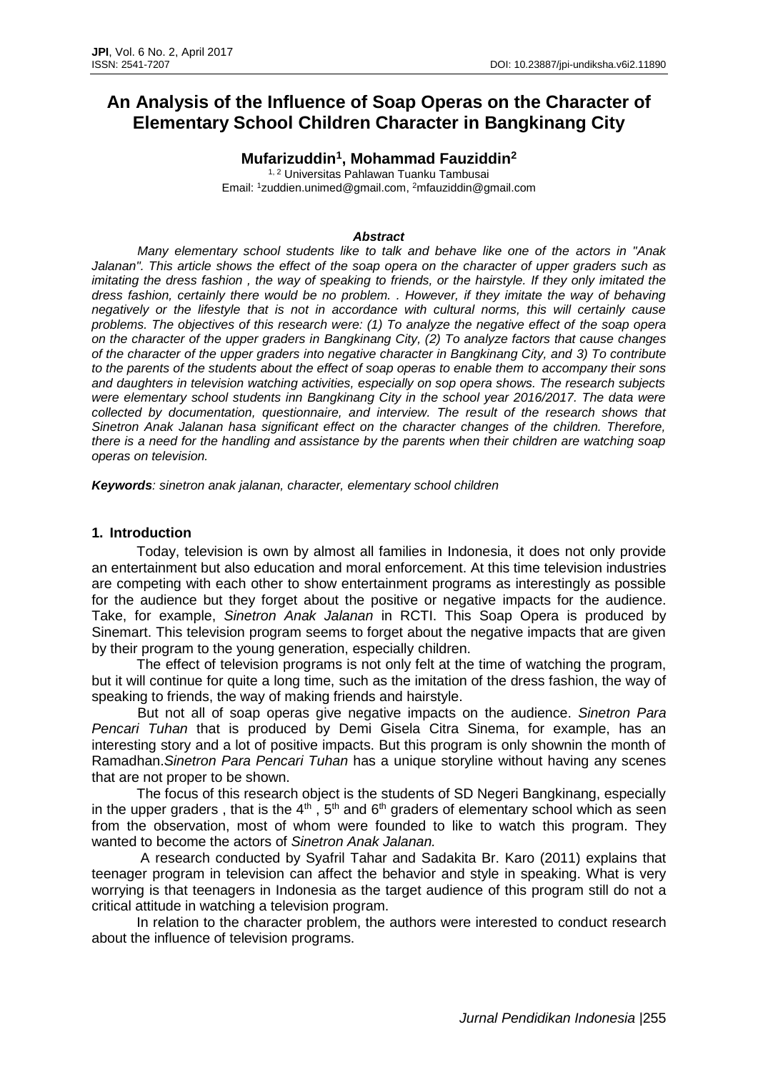# An Analysis of the Influence of Soap Operas on the Character of Elementary School Children Character in Bangkinang City

**Mufarizuddin[1], Mohammad Fauziddin[2]**

[1, 2] Universitas Pahlawan Tuanku Tambusai
Email: [1]zuddien.unimed@gmail.com, [2]mfauziddin@gmail.com

***Abstract***

*Many elementary school students like to talk and behave like one of the actors in "Anak Jalanan". This article shows the effect of the soap opera on the character of upper graders such as imitating the dress fashion , the way of speaking to friends, or the hairstyle. If they only imitated the dress fashion, certainly there would be no problem. . However, if they imitate the way of behaving negatively or the lifestyle that is not in accordance with cultural norms, this will certainly cause problems. The objectives of this research were: (1) To analyze the negative effect of the soap opera on the character of the upper graders in Bangkinang City, (2) To analyze factors that cause changes of the character of the upper graders into negative character in Bangkinang City, and 3) To contribute to the parents of the students about the effect of soap operas to enable them to accompany their sons and daughters in television watching activities, especially on sop opera shows. The research subjects were elementary school students inn Bangkinang City in the school year 2016/2017. The data were collected by documentation, questionnaire, and interview. The result of the research shows that Sinetron Anak Jalanan hasa significant effect on the character changes of the children. Therefore, there is a need for the handling and assistance by the parents when their children are watching soap operas on television.*

***Keywords**: sinetron anak jalanan, character, elementary school children*

## 1. Introduction

Today, television is own by almost all families in Indonesia, it does not only provide an entertainment but also education and moral enforcement. At this time television industries are competing with each other to show entertainment programs as interestingly as possible for the audience but they forget about the positive or negative impacts for the audience. Take, for example, *Sinetron Anak Jalanan* in RCTI. This Soap Opera is produced by Sinemart. This television program seems to forget about the negative impacts that are given by their program to the young generation, especially children.

The effect of television programs is not only felt at the time of watching the program, but it will continue for quite a long time, such as the imitation of the dress fashion, the way of speaking to friends, the way of making friends and hairstyle.

But not all of soap operas give negative impacts on the audience. *Sinetron Para Pencari Tuhan* that is produced by Demi Gisela Citra Sinema, for example, has an interesting story and a lot of positive impacts. But this program is only shownin the month of Ramadhan.*Sinetron Para Pencari Tuhan* has a unique storyline without having any scenes that are not proper to be shown.

The focus of this research object is the students of SD Negeri Bangkinang, especially in the upper graders , that is the $4^{th}$ , $5^{th}$ and $6^{th}$ graders of elementary school which as seen from the observation, most of whom were founded to like to watch this program. They wanted to become the actors of *Sinetron Anak Jalanan.*

A research conducted by Syafril Tahar and Sadakita Br. Karo (2011) explains that teenager program in television can affect the behavior and style in speaking. What is very worrying is that teenagers in Indonesia as the target audience of this program still do not a critical attitude in watching a television program.

In relation to the character problem, the authors were interested to conduct research about the influence of television programs.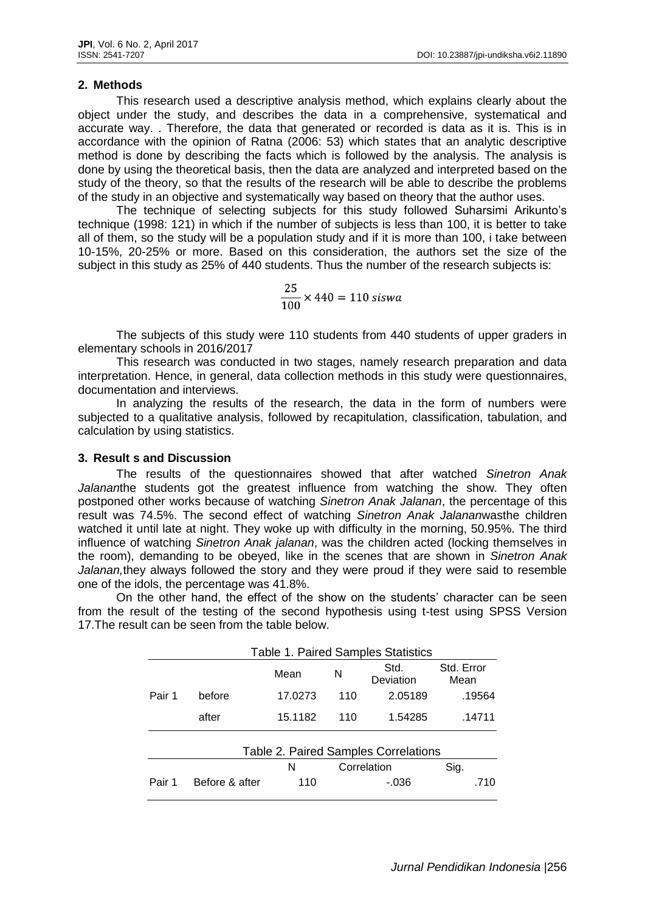## 2. Methods

This research used a descriptive analysis method, which explains clearly about the object under the study, and describes the data in a comprehensive, systematical and accurate way. . Therefore, the data that generated or recorded is data as it is. This is in accordance with the opinion of Ratna (2006: 53) which states that an analytic descriptive method is done by describing the facts which is followed by the analysis. The analysis is done by using the theoretical basis, then the data are analyzed and interpreted based on the study of the theory, so that the results of the research will be able to describe the problems of the study in an objective and systematically way based on theory that the author uses.

The technique of selecting subjects for this study followed Suharsimi Arikunto's technique (1998: 121) in which if the number of subjects is less than 100, it is better to take all of them, so the study will be a population study and if it is more than 100, i take between 10-15%, 20-25% or more. Based on this consideration, the authors set the size of the subject in this study as 25% of 440 students. Thus the number of the research subjects is:

$$\frac{25}{100} \times 440 = 110 \; siswa$$

The subjects of this study were 110 students from 440 students of upper graders in elementary schools in 2016/2017

This research was conducted in two stages, namely research preparation and data interpretation. Hence, in general, data collection methods in this study were questionnaires, documentation and interviews.

In analyzing the results of the research, the data in the form of numbers were subjected to a qualitative analysis, followed by recapitulation, classification, tabulation, and calculation by using statistics.

## 3. Result s and Discussion

The results of the questionnaires showed that after watched *Sinetron Anak Jalanan*the students got the greatest influence from watching the show. They often postponed other works because of watching *Sinetron Anak Jalanan*, the percentage of this result was 74.5%. The second effect of watching *Sinetron Anak Jalanan*wasthe children watched it until late at night. They woke up with difficulty in the morning, 50.95%. The third influence of watching *Sinetron Anak jalanan*, was the children acted (locking themselves in the room), demanding to be obeyed, like in the scenes that are shown in *Sinetron Anak Jalanan,*they always followed the story and they were proud if they were said to resemble one of the idols, the percentage was 41.8%.

On the other hand, the effect of the show on the students' character can be seen from the result of the testing of the second hypothesis using t-test using SPSS Version 17.The result can be seen from the table below.

Table 1. Paired Samples Statistics

| | | Mean | N | Std. Deviation | Std. Error Mean |
|---|---|---|---|---|---|
| Pair 1 | before | 17.0273 | 110 | 2.05189 | .19564 |
| | after | 15.1182 | 110 | 1.54285 | .14711 |

Table 2. Paired Samples Correlations

| | | N | Correlation | Sig. |
|---|---|---|---|---|
| Pair 1 | Before & after | 110 | -.036 | .710 |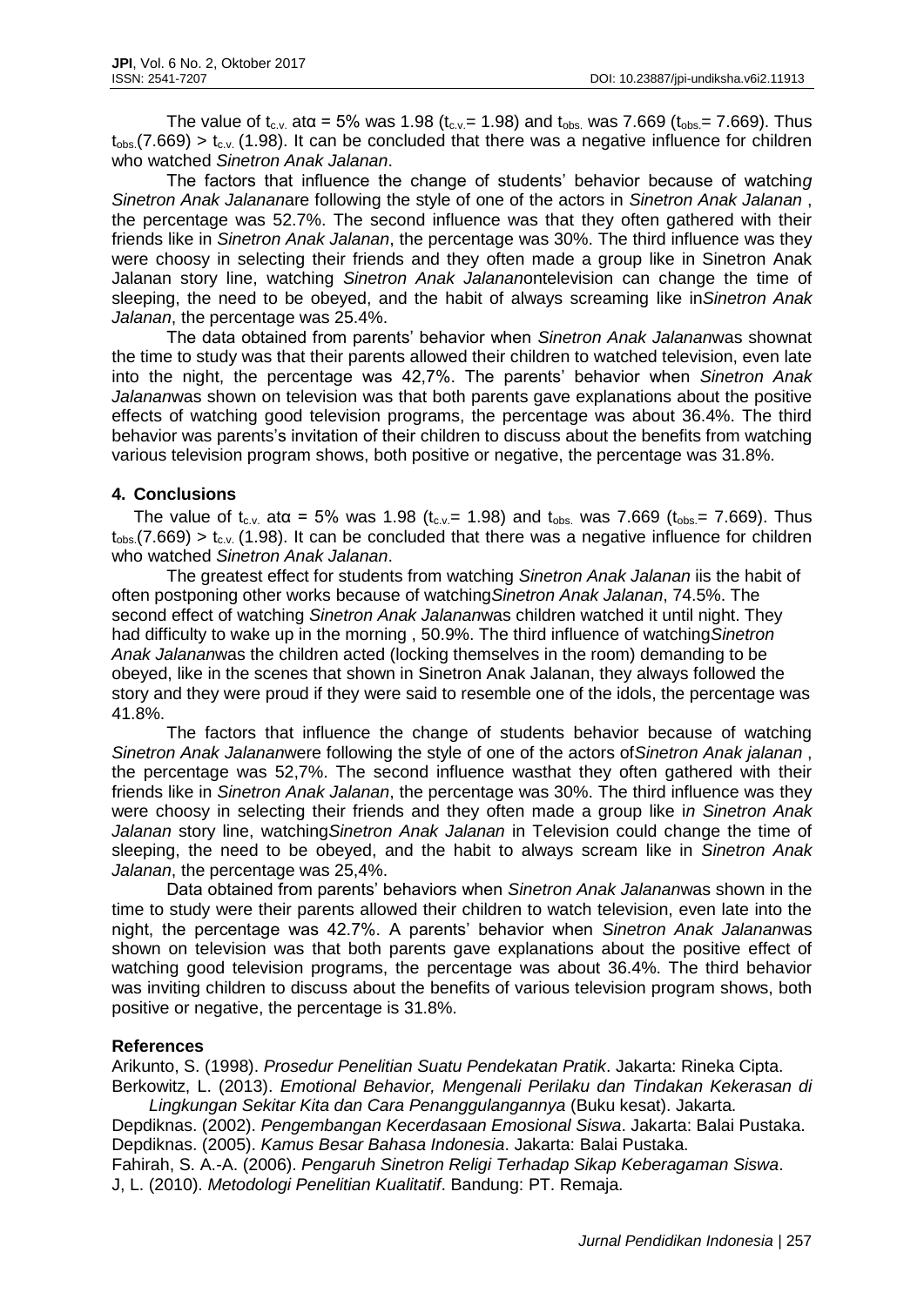The value of $t_{c.v.}$ at$\alpha$ = 5% was 1.98 ($t_{c.v.}$= 1.98) and $t_{obs.}$ was 7.669 ($t_{obs.}$= 7.669). Thus $t_{obs.}$(7.669) > $t_{c.v.}$ (1.98). It can be concluded that there was a negative influence for children who watched *Sinetron Anak Jalanan*.

The factors that influence the change of students' behavior because of watching *Sinetron Anak Jalanan*are following the style of one of the actors in *Sinetron Anak Jalanan* , the percentage was 52.7%. The second influence was that they often gathered with their friends like in *Sinetron Anak Jalanan*, the percentage was 30%. The third influence was they were choosy in selecting their friends and they often made a group like in Sinetron Anak Jalanan story line, watching *Sinetron Anak Jalanan*ontelevision can change the time of sleeping, the need to be obeyed, and the habit of always screaming like in*Sinetron Anak Jalanan*, the percentage was 25.4%.

The data obtained from parents' behavior when *Sinetron Anak Jalanan*was shownat the time to study was that their parents allowed their children to watched television, even late into the night, the percentage was 42,7%. The parents' behavior when *Sinetron Anak Jalanan*was shown on television was that both parents gave explanations about the positive effects of watching good television programs, the percentage was about 36.4%. The third behavior was parents's invitation of their children to discuss about the benefits from watching various television program shows, both positive or negative, the percentage was 31.8%.

## 4. Conclusions

The value of $t_{c.v.}$ at$\alpha$ = 5% was 1.98 ($t_{c.v.}$= 1.98) and $t_{obs.}$ was 7.669 ($t_{obs.}$= 7.669). Thus $t_{obs.}$(7.669) > $t_{c.v.}$ (1.98). It can be concluded that there was a negative influence for children who watched *Sinetron Anak Jalanan*.

The greatest effect for students from watching *Sinetron Anak Jalanan* iis the habit of often postponing other works because of watching*Sinetron Anak Jalanan*, 74.5%. The second effect of watching *Sinetron Anak Jalanan*was children watched it until night. They had difficulty to wake up in the morning , 50.9%. The third influence of watching*Sinetron Anak Jalanan*was the children acted (locking themselves in the room) demanding to be obeyed, like in the scenes that shown in Sinetron Anak Jalanan, they always followed the story and they were proud if they were said to resemble one of the idols, the percentage was 41.8%.

The factors that influence the change of students behavior because of watching *Sinetron Anak Jalanan*were following the style of one of the actors of*Sinetron Anak jalanan* , the percentage was 52,7%. The second influence wasthat they often gathered with their friends like in *Sinetron Anak Jalanan*, the percentage was 30%. The third influence was they were choosy in selecting their friends and they often made a group like i*n Sinetron Anak Jalanan* story line, watching*Sinetron Anak Jalanan* in Television could change the time of sleeping, the need to be obeyed, and the habit to always scream like in *Sinetron Anak Jalanan*, the percentage was 25,4%.

Data obtained from parents' behaviors when *Sinetron Anak Jalanan*was shown in the time to study were their parents allowed their children to watch television, even late into the night, the percentage was 42.7%. A parents' behavior when *Sinetron Anak Jalanan*was shown on television was that both parents gave explanations about the positive effect of watching good television programs, the percentage was about 36.4%. The third behavior was inviting children to discuss about the benefits of various television program shows, both positive or negative, the percentage is 31.8%.

## References

Arikunto, S. (1998). *Prosedur Penelitian Suatu Pendekatan Pratik*. Jakarta: Rineka Cipta.

Berkowitz, L. (2013). *Emotional Behavior, Mengenali Perilaku dan Tindakan Kekerasan di Lingkungan Sekitar Kita dan Cara Penanggulangannya* (Buku kesat). Jakarta.

Depdiknas. (2002). *Pengembangan Kecerdasaan Emosional Siswa*. Jakarta: Balai Pustaka.

Depdiknas. (2005). *Kamus Besar Bahasa Indonesia*. Jakarta: Balai Pustaka.

Fahirah, S. A.-A. (2006). *Pengaruh Sinetron Religi Terhadap Sikap Keberagaman Siswa*.

J, L. (2010). *Metodologi Penelitian Kualitatif*. Bandung: PT. Remaja.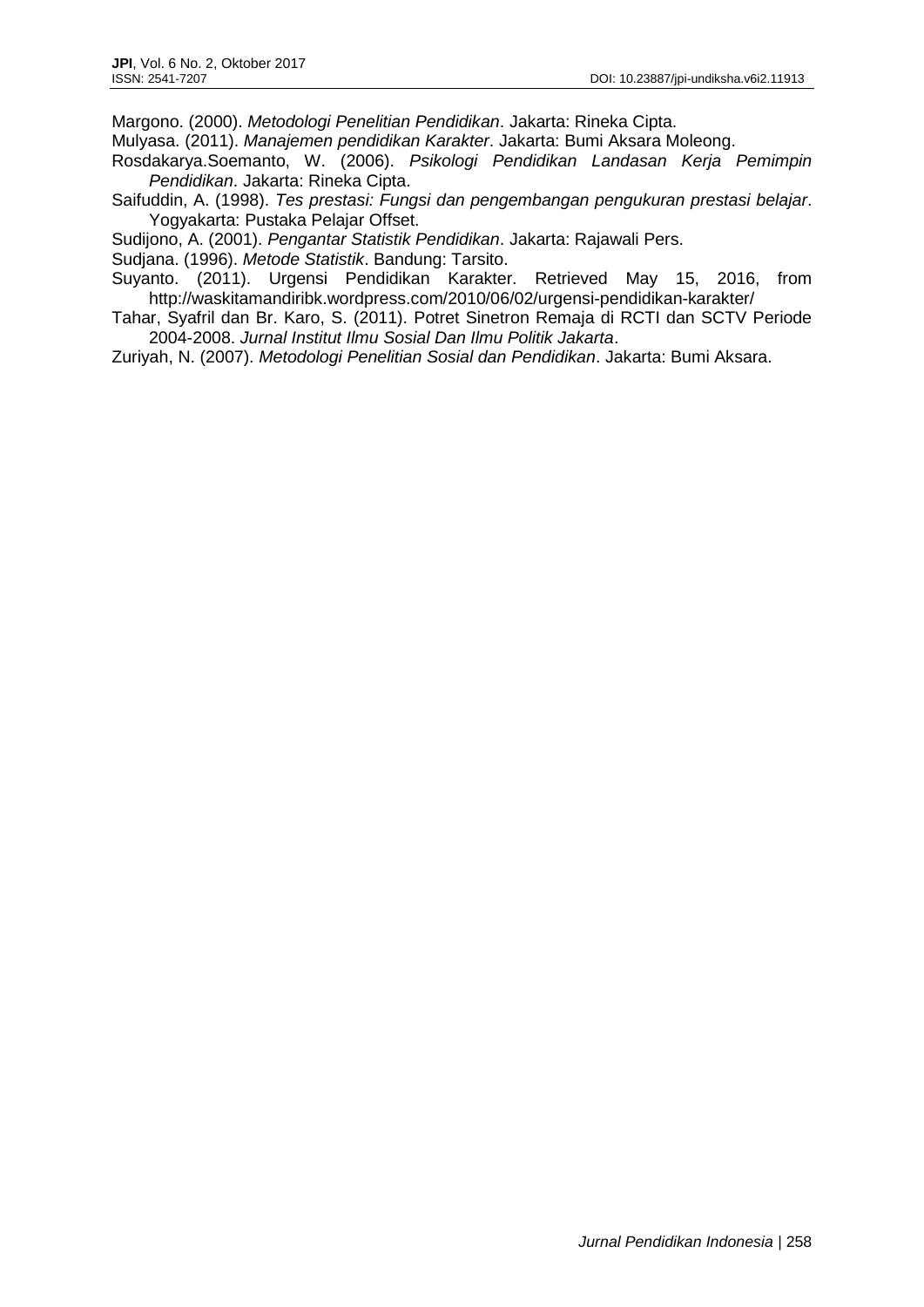Margono. (2000). *Metodologi Penelitian Pendidikan*. Jakarta: Rineka Cipta.

Mulyasa. (2011). *Manajemen pendidikan Karakter*. Jakarta: Bumi Aksara Moleong.

Rosdakarya.Soemanto, W. (2006). *Psikologi Pendidikan Landasan Kerja Pemimpin Pendidikan*. Jakarta: Rineka Cipta.

Saifuddin, A. (1998). *Tes prestasi: Fungsi dan pengembangan pengukuran prestasi belajar*. Yogyakarta: Pustaka Pelajar Offset.

Sudijono, A. (2001). *Pengantar Statistik Pendidikan*. Jakarta: Rajawali Pers.

Sudjana. (1996). *Metode Statistik*. Bandung: Tarsito.

Suyanto. (2011). Urgensi Pendidikan Karakter. Retrieved May 15, 2016, from http://waskitamandiribk.wordpress.com/2010/06/02/urgensi-pendidikan-karakter/

Tahar, Syafril dan Br. Karo, S. (2011). Potret Sinetron Remaja di RCTI dan SCTV Periode 2004-2008. *Jurnal Institut Ilmu Sosial Dan Ilmu Politik Jakarta*.

Zuriyah, N. (2007). *Metodologi Penelitian Sosial dan Pendidikan*. Jakarta: Bumi Aksara.